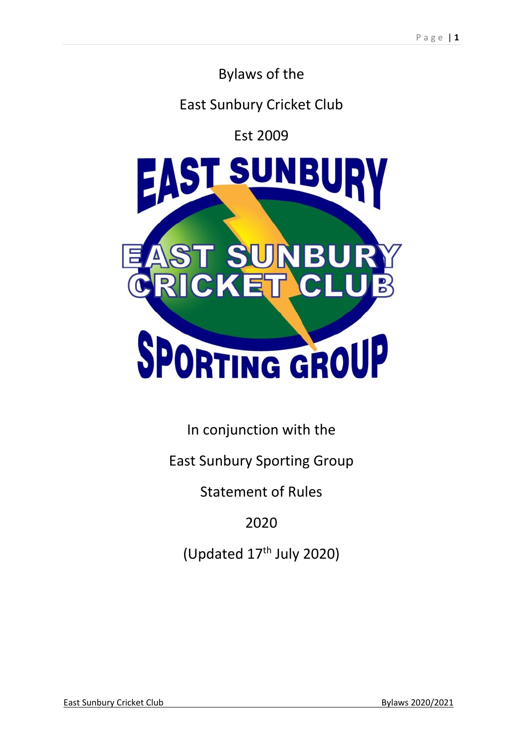# Bylaws of the

# East Sunbury Cricket Club

# Est 2009

In conjunction with the

East Sunbury Sporting Group

Statement of Rules

2020

(Updated 17th July 2020)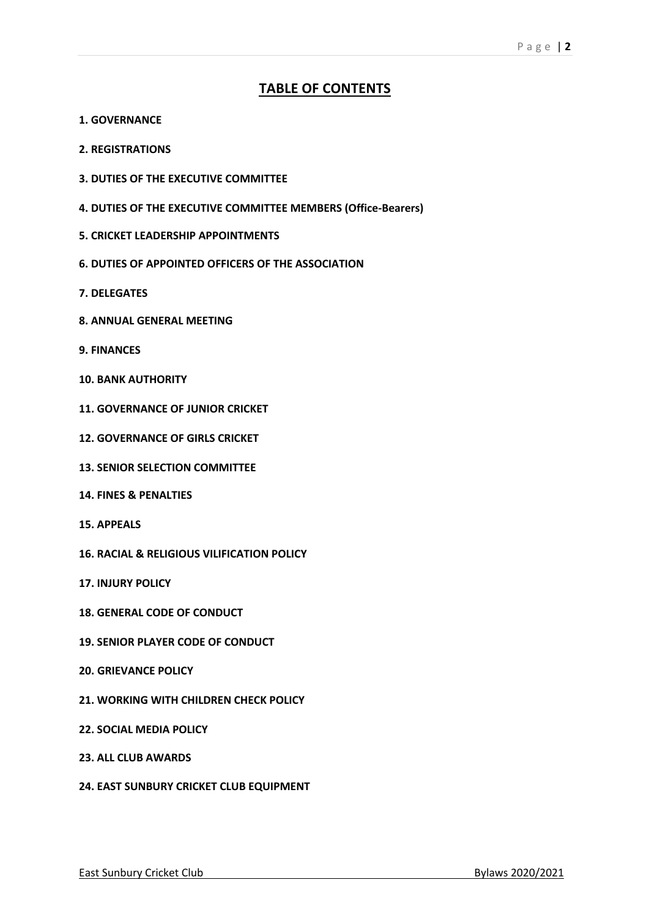# TABLE OF CONTENTS

**1. GOVERNANCE**

**2. REGISTRATIONS**

**3. DUTIES OF THE EXECUTIVE COMMITTEE**

**4. DUTIES OF THE EXECUTIVE COMMITTEE MEMBERS (Office-Bearers)**

**5. CRICKET LEADERSHIP APPOINTMENTS**

**6. DUTIES OF APPOINTED OFFICERS OF THE ASSOCIATION**

**7. DELEGATES**

**8. ANNUAL GENERAL MEETING**

**9. FINANCES**

**10. BANK AUTHORITY**

**11. GOVERNANCE OF JUNIOR CRICKET**

**12. GOVERNANCE OF GIRLS CRICKET**

**13. SENIOR SELECTION COMMITTEE**

**14. FINES & PENALTIES**

**15. APPEALS**

**16. RACIAL & RELIGIOUS VILIFICATION POLICY**

**17. INJURY POLICY**

**18. GENERAL CODE OF CONDUCT**

**19. SENIOR PLAYER CODE OF CONDUCT**

**20. GRIEVANCE POLICY**

**21. WORKING WITH CHILDREN CHECK POLICY**

**22. SOCIAL MEDIA POLICY**

**23. ALL CLUB AWARDS**

**24. EAST SUNBURY CRICKET CLUB EQUIPMENT**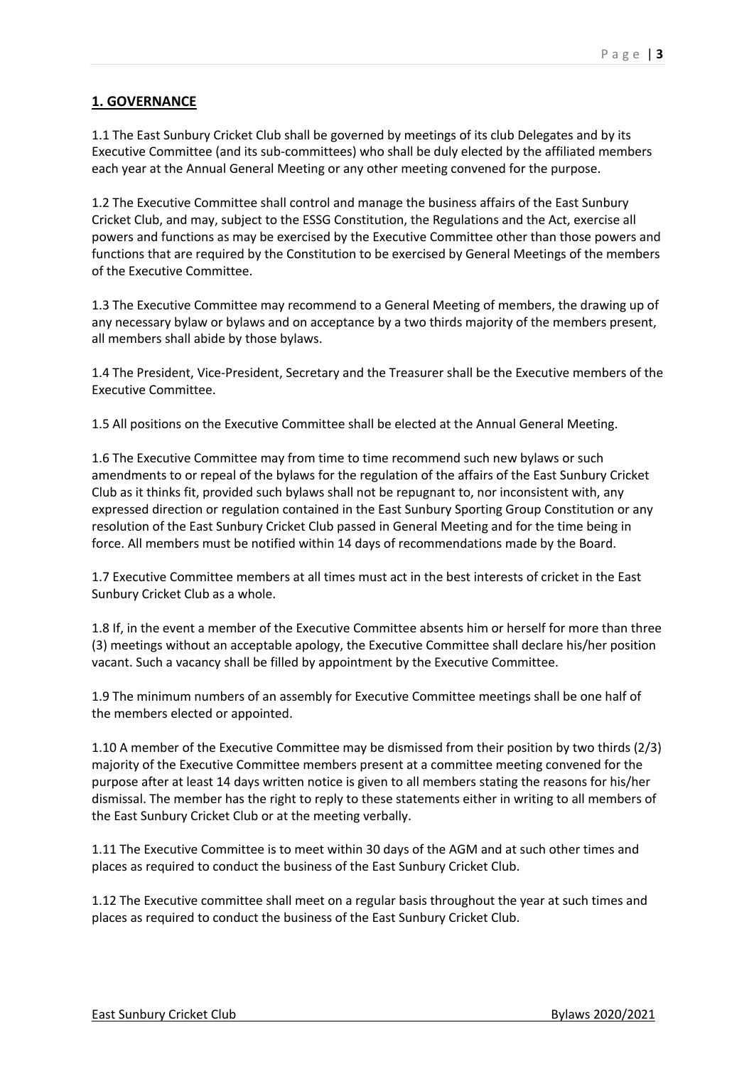## 1. GOVERNANCE

1.1 The East Sunbury Cricket Club shall be governed by meetings of its club Delegates and by its Executive Committee (and its sub-committees) who shall be duly elected by the affiliated members each year at the Annual General Meeting or any other meeting convened for the purpose.

1.2 The Executive Committee shall control and manage the business affairs of the East Sunbury Cricket Club, and may, subject to the ESSG Constitution, the Regulations and the Act, exercise all powers and functions as may be exercised by the Executive Committee other than those powers and functions that are required by the Constitution to be exercised by General Meetings of the members of the Executive Committee.

1.3 The Executive Committee may recommend to a General Meeting of members, the drawing up of any necessary bylaw or bylaws and on acceptance by a two thirds majority of the members present, all members shall abide by those bylaws.

1.4 The President, Vice-President, Secretary and the Treasurer shall be the Executive members of the Executive Committee.

1.5 All positions on the Executive Committee shall be elected at the Annual General Meeting.

1.6 The Executive Committee may from time to time recommend such new bylaws or such amendments to or repeal of the bylaws for the regulation of the affairs of the East Sunbury Cricket Club as it thinks fit, provided such bylaws shall not be repugnant to, nor inconsistent with, any expressed direction or regulation contained in the East Sunbury Sporting Group Constitution or any resolution of the East Sunbury Cricket Club passed in General Meeting and for the time being in force. All members must be notified within 14 days of recommendations made by the Board.

1.7 Executive Committee members at all times must act in the best interests of cricket in the East Sunbury Cricket Club as a whole.

1.8 If, in the event a member of the Executive Committee absents him or herself for more than three (3) meetings without an acceptable apology, the Executive Committee shall declare his/her position vacant. Such a vacancy shall be filled by appointment by the Executive Committee.

1.9 The minimum numbers of an assembly for Executive Committee meetings shall be one half of the members elected or appointed.

1.10 A member of the Executive Committee may be dismissed from their position by two thirds (2/3) majority of the Executive Committee members present at a committee meeting convened for the purpose after at least 14 days written notice is given to all members stating the reasons for his/her dismissal. The member has the right to reply to these statements either in writing to all members of the East Sunbury Cricket Club or at the meeting verbally.

1.11 The Executive Committee is to meet within 30 days of the AGM and at such other times and places as required to conduct the business of the East Sunbury Cricket Club.

1.12 The Executive committee shall meet on a regular basis throughout the year at such times and places as required to conduct the business of the East Sunbury Cricket Club.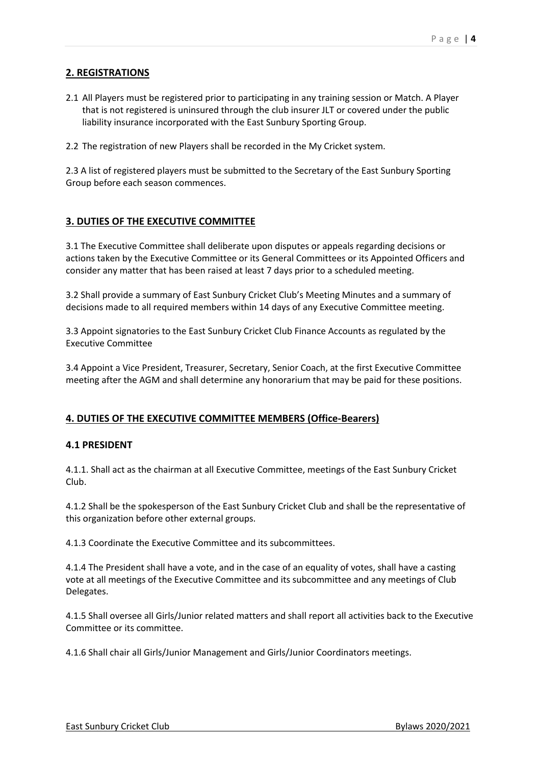## 2. REGISTRATIONS

2.1 All Players must be registered prior to participating in any training session or Match. A Player that is not registered is uninsured through the club insurer JLT or covered under the public liability insurance incorporated with the East Sunbury Sporting Group.

2.2 The registration of new Players shall be recorded in the My Cricket system.

2.3 A list of registered players must be submitted to the Secretary of the East Sunbury Sporting Group before each season commences.

## 3. DUTIES OF THE EXECUTIVE COMMITTEE

3.1 The Executive Committee shall deliberate upon disputes or appeals regarding decisions or actions taken by the Executive Committee or its General Committees or its Appointed Officers and consider any matter that has been raised at least 7 days prior to a scheduled meeting.

3.2 Shall provide a summary of East Sunbury Cricket Club's Meeting Minutes and a summary of decisions made to all required members within 14 days of any Executive Committee meeting.

3.3 Appoint signatories to the East Sunbury Cricket Club Finance Accounts as regulated by the Executive Committee

3.4 Appoint a Vice President, Treasurer, Secretary, Senior Coach, at the first Executive Committee meeting after the AGM and shall determine any honorarium that may be paid for these positions.

## 4. DUTIES OF THE EXECUTIVE COMMITTEE MEMBERS (Office-Bearers)

### 4.1 PRESIDENT

4.1.1. Shall act as the chairman at all Executive Committee, meetings of the East Sunbury Cricket Club.

4.1.2 Shall be the spokesperson of the East Sunbury Cricket Club and shall be the representative of this organization before other external groups.

4.1.3 Coordinate the Executive Committee and its subcommittees.

4.1.4 The President shall have a vote, and in the case of an equality of votes, shall have a casting vote at all meetings of the Executive Committee and its subcommittee and any meetings of Club Delegates.

4.1.5 Shall oversee all Girls/Junior related matters and shall report all activities back to the Executive Committee or its committee.

4.1.6 Shall chair all Girls/Junior Management and Girls/Junior Coordinators meetings.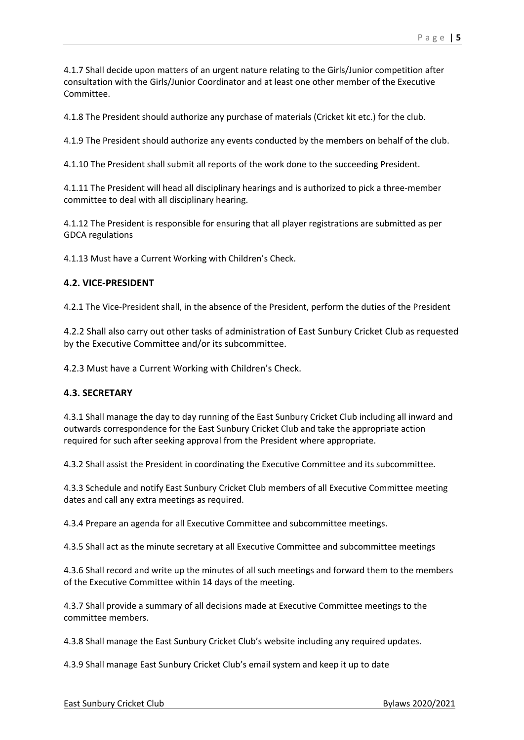4.1.7 Shall decide upon matters of an urgent nature relating to the Girls/Junior competition after consultation with the Girls/Junior Coordinator and at least one other member of the Executive Committee.

4.1.8 The President should authorize any purchase of materials (Cricket kit etc.) for the club.

4.1.9 The President should authorize any events conducted by the members on behalf of the club.

4.1.10 The President shall submit all reports of the work done to the succeeding President.

4.1.11 The President will head all disciplinary hearings and is authorized to pick a three-member committee to deal with all disciplinary hearing.

4.1.12 The President is responsible for ensuring that all player registrations are submitted as per GDCA regulations

4.1.13 Must have a Current Working with Children's Check.

### 4.2. VICE-PRESIDENT

4.2.1 The Vice-President shall, in the absence of the President, perform the duties of the President

4.2.2 Shall also carry out other tasks of administration of East Sunbury Cricket Club as requested by the Executive Committee and/or its subcommittee.

4.2.3 Must have a Current Working with Children's Check.

### 4.3. SECRETARY

4.3.1 Shall manage the day to day running of the East Sunbury Cricket Club including all inward and outwards correspondence for the East Sunbury Cricket Club and take the appropriate action required for such after seeking approval from the President where appropriate.

4.3.2 Shall assist the President in coordinating the Executive Committee and its subcommittee.

4.3.3 Schedule and notify East Sunbury Cricket Club members of all Executive Committee meeting dates and call any extra meetings as required.

4.3.4 Prepare an agenda for all Executive Committee and subcommittee meetings.

4.3.5 Shall act as the minute secretary at all Executive Committee and subcommittee meetings

4.3.6 Shall record and write up the minutes of all such meetings and forward them to the members of the Executive Committee within 14 days of the meeting.

4.3.7 Shall provide a summary of all decisions made at Executive Committee meetings to the committee members.

4.3.8 Shall manage the East Sunbury Cricket Club's website including any required updates.

4.3.9 Shall manage East Sunbury Cricket Club's email system and keep it up to date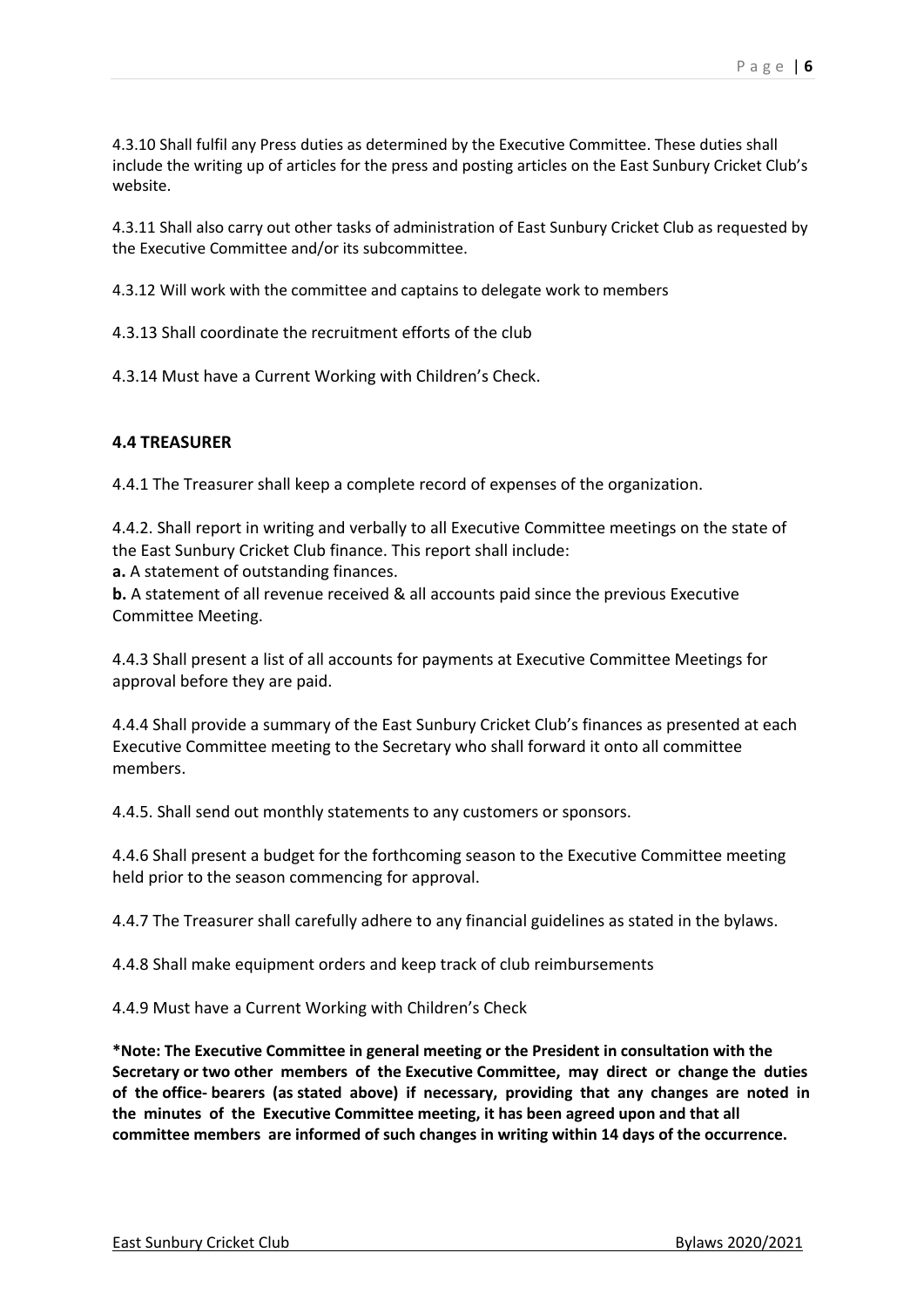4.3.10 Shall fulfil any Press duties as determined by the Executive Committee. These duties shall include the writing up of articles for the press and posting articles on the East Sunbury Cricket Club's website.

4.3.11 Shall also carry out other tasks of administration of East Sunbury Cricket Club as requested by the Executive Committee and/or its subcommittee.

4.3.12 Will work with the committee and captains to delegate work to members

4.3.13 Shall coordinate the recruitment efforts of the club

4.3.14 Must have a Current Working with Children's Check.

### 4.4 TREASURER

4.4.1 The Treasurer shall keep a complete record of expenses of the organization.

4.4.2. Shall report in writing and verbally to all Executive Committee meetings on the state of the East Sunbury Cricket Club finance. This report shall include:
**a.** A statement of outstanding finances.
**b.** A statement of all revenue received & all accounts paid since the previous Executive Committee Meeting.

4.4.3 Shall present a list of all accounts for payments at Executive Committee Meetings for approval before they are paid.

4.4.4 Shall provide a summary of the East Sunbury Cricket Club's finances as presented at each Executive Committee meeting to the Secretary who shall forward it onto all committee members.

4.4.5. Shall send out monthly statements to any customers or sponsors.

4.4.6 Shall present a budget for the forthcoming season to the Executive Committee meeting held prior to the season commencing for approval.

4.4.7 The Treasurer shall carefully adhere to any financial guidelines as stated in the bylaws.

4.4.8 Shall make equipment orders and keep track of club reimbursements

4.4.9 Must have a Current Working with Children's Check

**\*Note: The Executive Committee in general meeting or the President in consultation with the Secretary or two other members of the Executive Committee, may direct or change the duties of the office- bearers (as stated above) if necessary, providing that any changes are noted in the minutes of the Executive Committee meeting, it has been agreed upon and that all committee members are informed of such changes in writing within 14 days of the occurrence.**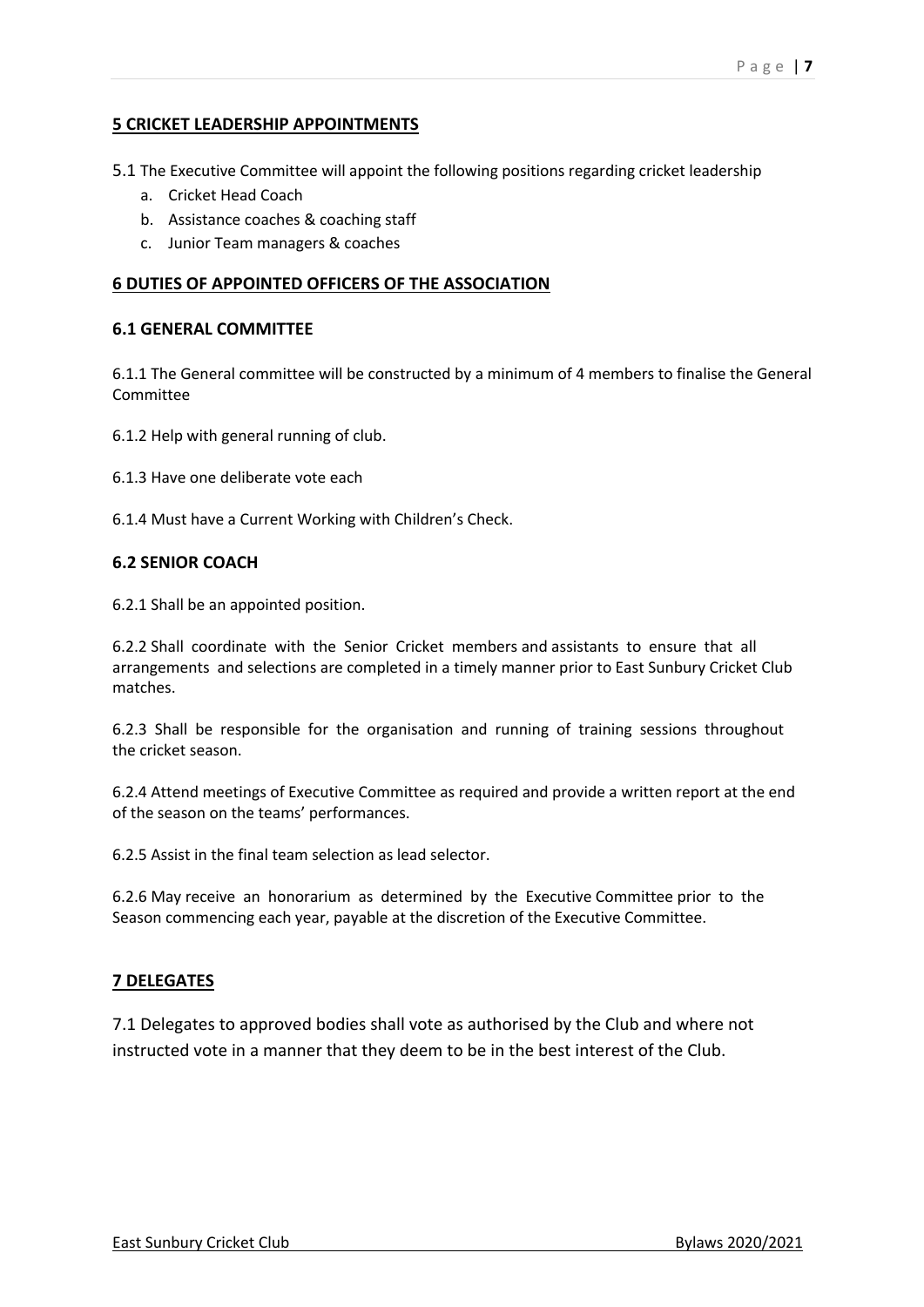## 5 CRICKET LEADERSHIP APPOINTMENTS

5.1 The Executive Committee will appoint the following positions regarding cricket leadership

a. Cricket Head Coach
b. Assistance coaches & coaching staff
c. Junior Team managers & coaches

## 6 DUTIES OF APPOINTED OFFICERS OF THE ASSOCIATION

### 6.1 GENERAL COMMITTEE

6.1.1 The General committee will be constructed by a minimum of 4 members to finalise the General Committee

6.1.2 Help with general running of club.

6.1.3 Have one deliberate vote each

6.1.4 Must have a Current Working with Children's Check.

### 6.2 SENIOR COACH

6.2.1 Shall be an appointed position.

6.2.2 Shall coordinate with the Senior Cricket members and assistants to ensure that all arrangements and selections are completed in a timely manner prior to East Sunbury Cricket Club matches.

6.2.3 Shall be responsible for the organisation and running of training sessions throughout the cricket season.

6.2.4 Attend meetings of Executive Committee as required and provide a written report at the end of the season on the teams' performances.

6.2.5 Assist in the final team selection as lead selector.

6.2.6 May receive an honorarium as determined by the Executive Committee prior to the Season commencing each year, payable at the discretion of the Executive Committee.

## 7 DELEGATES

7.1 Delegates to approved bodies shall vote as authorised by the Club and where not instructed vote in a manner that they deem to be in the best interest of the Club.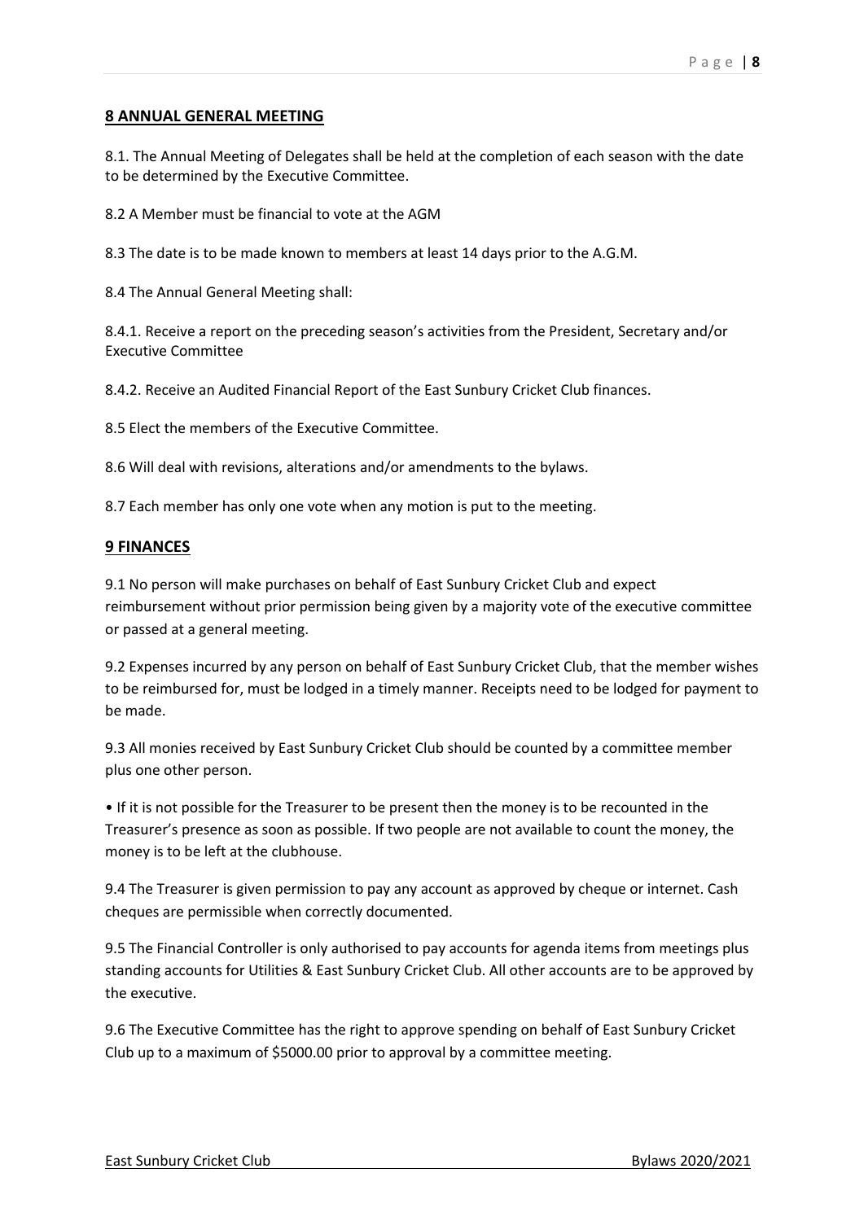## 8 ANNUAL GENERAL MEETING

8.1. The Annual Meeting of Delegates shall be held at the completion of each season with the date to be determined by the Executive Committee.

8.2 A Member must be financial to vote at the AGM

8.3 The date is to be made known to members at least 14 days prior to the A.G.M.

8.4 The Annual General Meeting shall:

8.4.1. Receive a report on the preceding season's activities from the President, Secretary and/or Executive Committee

8.4.2. Receive an Audited Financial Report of the East Sunbury Cricket Club finances.

8.5 Elect the members of the Executive Committee.

8.6 Will deal with revisions, alterations and/or amendments to the bylaws.

8.7 Each member has only one vote when any motion is put to the meeting.

## 9 FINANCES

9.1 No person will make purchases on behalf of East Sunbury Cricket Club and expect reimbursement without prior permission being given by a majority vote of the executive committee or passed at a general meeting.

9.2 Expenses incurred by any person on behalf of East Sunbury Cricket Club, that the member wishes to be reimbursed for, must be lodged in a timely manner. Receipts need to be lodged for payment to be made.

9.3 All monies received by East Sunbury Cricket Club should be counted by a committee member plus one other person.

- If it is not possible for the Treasurer to be present then the money is to be recounted in the Treasurer's presence as soon as possible. If two people are not available to count the money, the money is to be left at the clubhouse.

9.4 The Treasurer is given permission to pay any account as approved by cheque or internet. Cash cheques are permissible when correctly documented.

9.5 The Financial Controller is only authorised to pay accounts for agenda items from meetings plus standing accounts for Utilities & East Sunbury Cricket Club. All other accounts are to be approved by the executive.

9.6 The Executive Committee has the right to approve spending on behalf of East Sunbury Cricket Club up to a maximum of $5000.00 prior to approval by a committee meeting.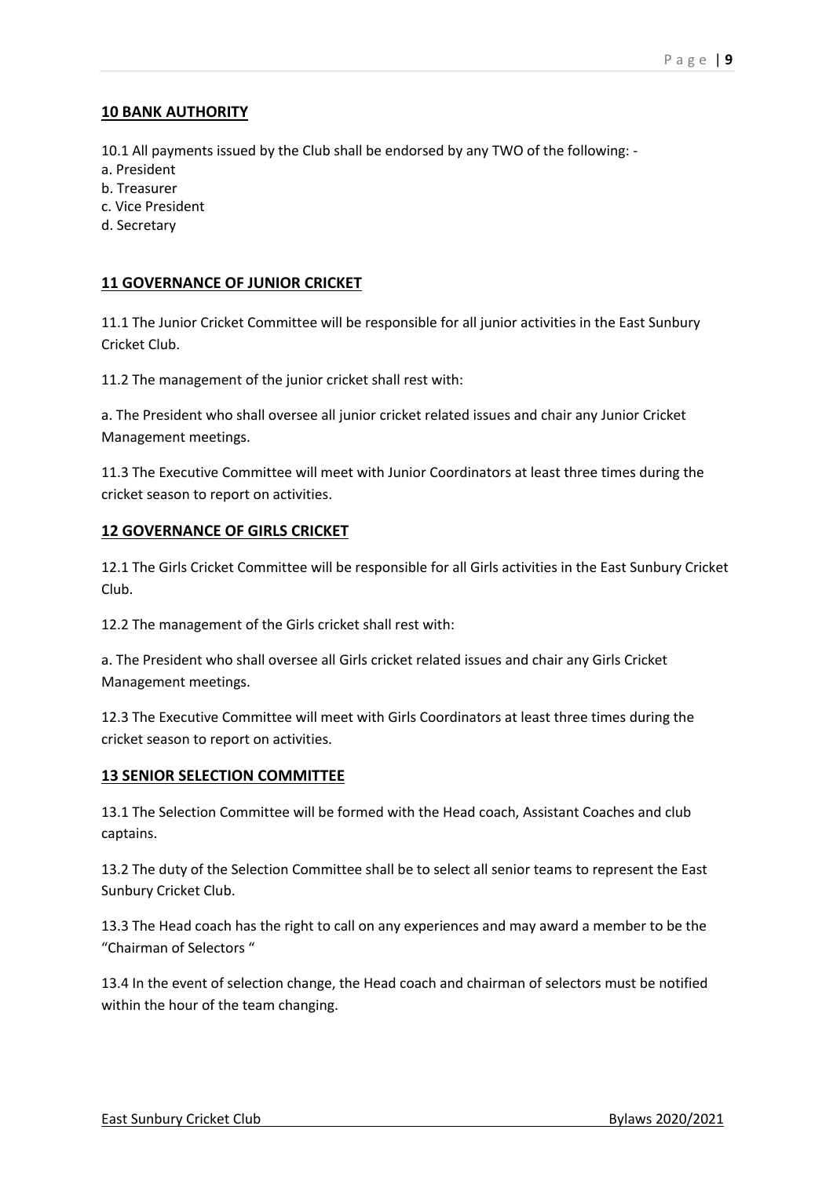## 10 BANK AUTHORITY

10.1 All payments issued by the Club shall be endorsed by any TWO of the following: -
a. President
b. Treasurer
c. Vice President
d. Secretary

## 11 GOVERNANCE OF JUNIOR CRICKET

11.1 The Junior Cricket Committee will be responsible for all junior activities in the East Sunbury Cricket Club.

11.2 The management of the junior cricket shall rest with:

a. The President who shall oversee all junior cricket related issues and chair any Junior Cricket Management meetings.

11.3 The Executive Committee will meet with Junior Coordinators at least three times during the cricket season to report on activities.

## 12 GOVERNANCE OF GIRLS CRICKET

12.1 The Girls Cricket Committee will be responsible for all Girls activities in the East Sunbury Cricket Club.

12.2 The management of the Girls cricket shall rest with:

a. The President who shall oversee all Girls cricket related issues and chair any Girls Cricket Management meetings.

12.3 The Executive Committee will meet with Girls Coordinators at least three times during the cricket season to report on activities.

## 13 SENIOR SELECTION COMMITTEE

13.1 The Selection Committee will be formed with the Head coach, Assistant Coaches and club captains.

13.2 The duty of the Selection Committee shall be to select all senior teams to represent the East Sunbury Cricket Club.

13.3 The Head coach has the right to call on any experiences and may award a member to be the "Chairman of Selectors "

13.4 In the event of selection change, the Head coach and chairman of selectors must be notified within the hour of the team changing.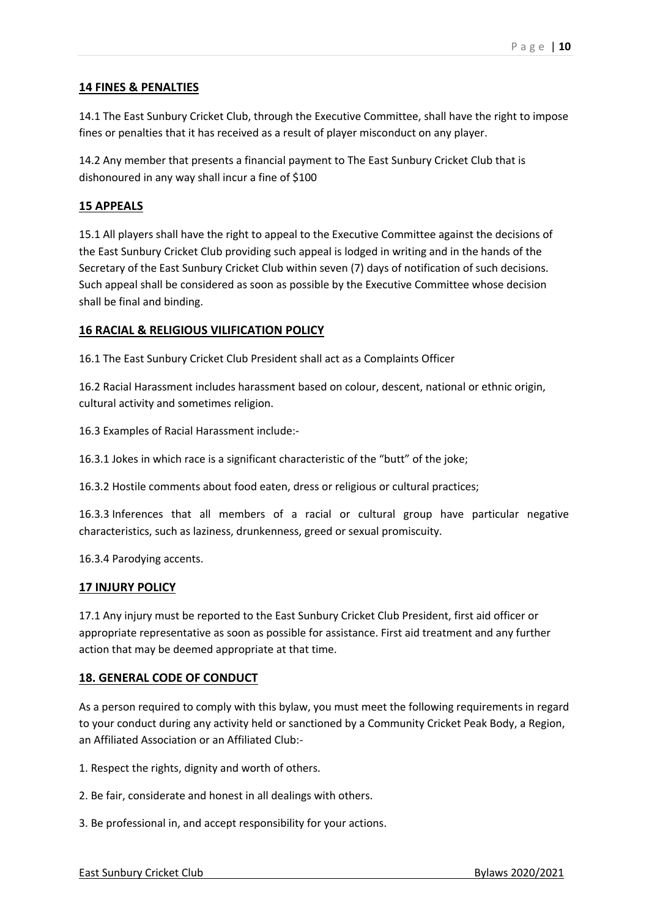## 14 FINES & PENALTIES

14.1 The East Sunbury Cricket Club, through the Executive Committee, shall have the right to impose fines or penalties that it has received as a result of player misconduct on any player.

14.2 Any member that presents a financial payment to The East Sunbury Cricket Club that is dishonoured in any way shall incur a fine of $100

## 15 APPEALS

15.1 All players shall have the right to appeal to the Executive Committee against the decisions of the East Sunbury Cricket Club providing such appeal is lodged in writing and in the hands of the Secretary of the East Sunbury Cricket Club within seven (7) days of notification of such decisions. Such appeal shall be considered as soon as possible by the Executive Committee whose decision shall be final and binding.

## 16 RACIAL & RELIGIOUS VILIFICATION POLICY

16.1 The East Sunbury Cricket Club President shall act as a Complaints Officer

16.2 Racial Harassment includes harassment based on colour, descent, national or ethnic origin, cultural activity and sometimes religion.

16.3 Examples of Racial Harassment include:-

16.3.1 Jokes in which race is a significant characteristic of the "butt" of the joke;

16.3.2 Hostile comments about food eaten, dress or religious or cultural practices;

16.3.3 Inferences that all members of a racial or cultural group have particular negative characteristics, such as laziness, drunkenness, greed or sexual promiscuity.

16.3.4 Parodying accents.

## 17 INJURY POLICY

17.1 Any injury must be reported to the East Sunbury Cricket Club President, first aid officer or appropriate representative as soon as possible for assistance. First aid treatment and any further action that may be deemed appropriate at that time.

## 18. GENERAL CODE OF CONDUCT

As a person required to comply with this bylaw, you must meet the following requirements in regard to your conduct during any activity held or sanctioned by a Community Cricket Peak Body, a Region, an Affiliated Association or an Affiliated Club:-

1. Respect the rights, dignity and worth of others.
2. Be fair, considerate and honest in all dealings with others.
3. Be professional in, and accept responsibility for your actions.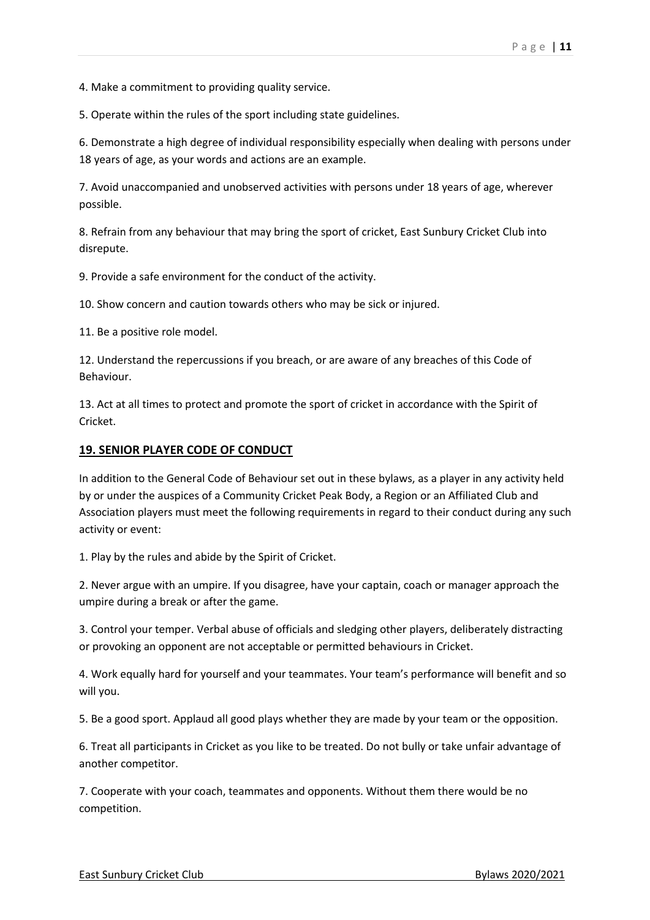4. Make a commitment to providing quality service.

5. Operate within the rules of the sport including state guidelines.

6. Demonstrate a high degree of individual responsibility especially when dealing with persons under 18 years of age, as your words and actions are an example.

7. Avoid unaccompanied and unobserved activities with persons under 18 years of age, wherever possible.

8. Refrain from any behaviour that may bring the sport of cricket, East Sunbury Cricket Club into disrepute.

9. Provide a safe environment for the conduct of the activity.

10. Show concern and caution towards others who may be sick or injured.

11. Be a positive role model.

12. Understand the repercussions if you breach, or are aware of any breaches of this Code of Behaviour.

13. Act at all times to protect and promote the sport of cricket in accordance with the Spirit of Cricket.

## 19. SENIOR PLAYER CODE OF CONDUCT

In addition to the General Code of Behaviour set out in these bylaws, as a player in any activity held by or under the auspices of a Community Cricket Peak Body, a Region or an Affiliated Club and Association players must meet the following requirements in regard to their conduct during any such activity or event:

1. Play by the rules and abide by the Spirit of Cricket.

2. Never argue with an umpire. If you disagree, have your captain, coach or manager approach the umpire during a break or after the game.

3. Control your temper. Verbal abuse of officials and sledging other players, deliberately distracting or provoking an opponent are not acceptable or permitted behaviours in Cricket.

4. Work equally hard for yourself and your teammates. Your team's performance will benefit and so will you.

5. Be a good sport. Applaud all good plays whether they are made by your team or the opposition.

6. Treat all participants in Cricket as you like to be treated. Do not bully or take unfair advantage of another competitor.

7. Cooperate with your coach, teammates and opponents. Without them there would be no competition.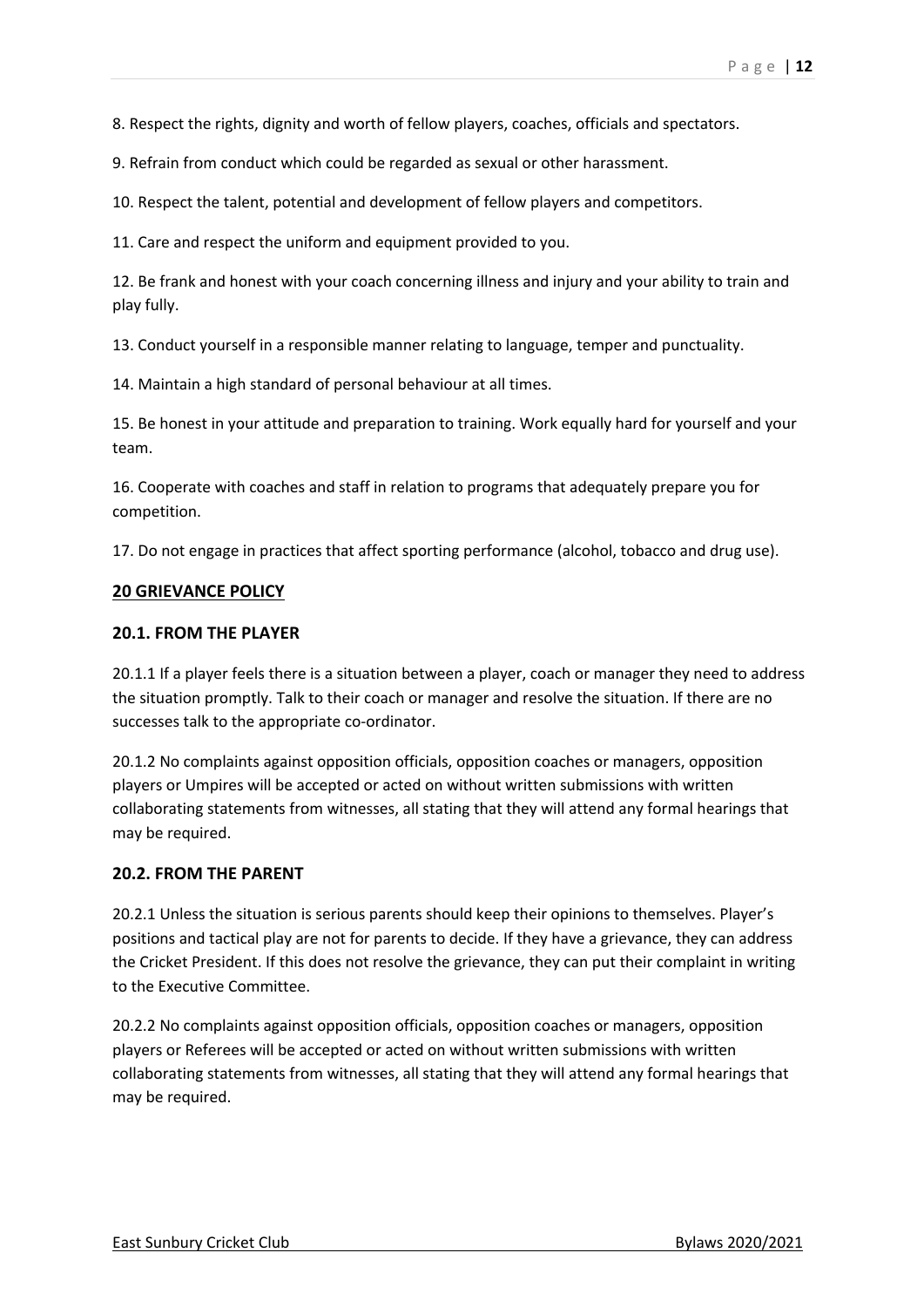8. Respect the rights, dignity and worth of fellow players, coaches, officials and spectators.

9. Refrain from conduct which could be regarded as sexual or other harassment.

10. Respect the talent, potential and development of fellow players and competitors.

11. Care and respect the uniform and equipment provided to you.

12. Be frank and honest with your coach concerning illness and injury and your ability to train and play fully.

13. Conduct yourself in a responsible manner relating to language, temper and punctuality.

14. Maintain a high standard of personal behaviour at all times.

15. Be honest in your attitude and preparation to training. Work equally hard for yourself and your team.

16. Cooperate with coaches and staff in relation to programs that adequately prepare you for competition.

17. Do not engage in practices that affect sporting performance (alcohol, tobacco and drug use).

## 20 GRIEVANCE POLICY

### 20.1. FROM THE PLAYER

20.1.1 If a player feels there is a situation between a player, coach or manager they need to address the situation promptly. Talk to their coach or manager and resolve the situation. If there are no successes talk to the appropriate co-ordinator.

20.1.2 No complaints against opposition officials, opposition coaches or managers, opposition players or Umpires will be accepted or acted on without written submissions with written collaborating statements from witnesses, all stating that they will attend any formal hearings that may be required.

### 20.2. FROM THE PARENT

20.2.1 Unless the situation is serious parents should keep their opinions to themselves. Player's positions and tactical play are not for parents to decide. If they have a grievance, they can address the Cricket President. If this does not resolve the grievance, they can put their complaint in writing to the Executive Committee.

20.2.2 No complaints against opposition officials, opposition coaches or managers, opposition players or Referees will be accepted or acted on without written submissions with written collaborating statements from witnesses, all stating that they will attend any formal hearings that may be required.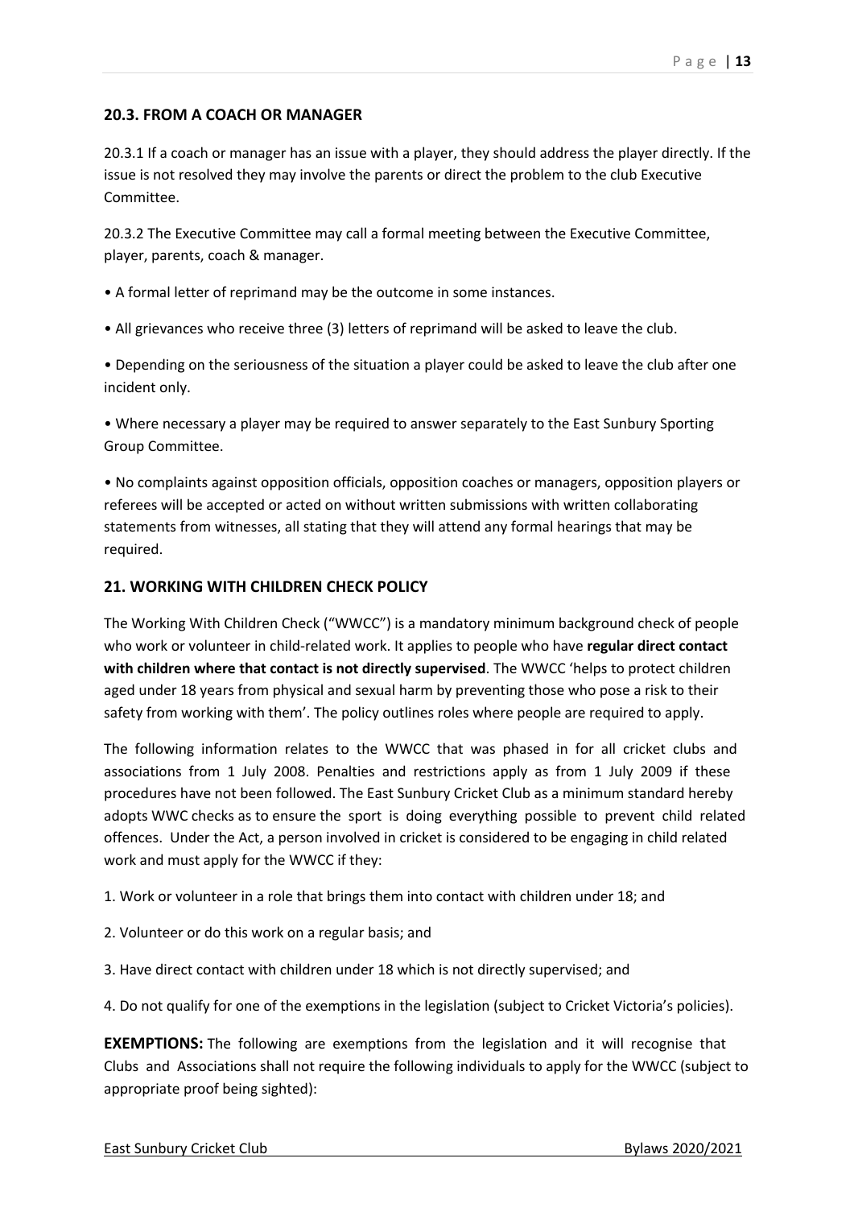## 20.3. FROM A COACH OR MANAGER

20.3.1 If a coach or manager has an issue with a player, they should address the player directly. If the issue is not resolved they may involve the parents or direct the problem to the club Executive Committee.

20.3.2 The Executive Committee may call a formal meeting between the Executive Committee, player, parents, coach & manager.

- A formal letter of reprimand may be the outcome in some instances.
- All grievances who receive three (3) letters of reprimand will be asked to leave the club.
- Depending on the seriousness of the situation a player could be asked to leave the club after one incident only.
- Where necessary a player may be required to answer separately to the East Sunbury Sporting Group Committee.
- No complaints against opposition officials, opposition coaches or managers, opposition players or referees will be accepted or acted on without written submissions with written collaborating statements from witnesses, all stating that they will attend any formal hearings that may be required.

## 21. WORKING WITH CHILDREN CHECK POLICY

The Working With Children Check ("WWCC") is a mandatory minimum background check of people who work or volunteer in child-related work. It applies to people who have **regular direct contact with children where that contact is not directly supervised**. The WWCC 'helps to protect children aged under 18 years from physical and sexual harm by preventing those who pose a risk to their safety from working with them'. The policy outlines roles where people are required to apply.

The following information relates to the WWCC that was phased in for all cricket clubs and associations from 1 July 2008. Penalties and restrictions apply as from 1 July 2009 if these procedures have not been followed. The East Sunbury Cricket Club as a minimum standard hereby adopts WWC checks as to ensure the sport is doing everything possible to prevent child related offences. Under the Act, a person involved in cricket is considered to be engaging in child related work and must apply for the WWCC if they:

1. Work or volunteer in a role that brings them into contact with children under 18; and
2. Volunteer or do this work on a regular basis; and
3. Have direct contact with children under 18 which is not directly supervised; and
4. Do not qualify for one of the exemptions in the legislation (subject to Cricket Victoria's policies).

**EXEMPTIONS:** The following are exemptions from the legislation and it will recognise that Clubs and Associations shall not require the following individuals to apply for the WWCC (subject to appropriate proof being sighted):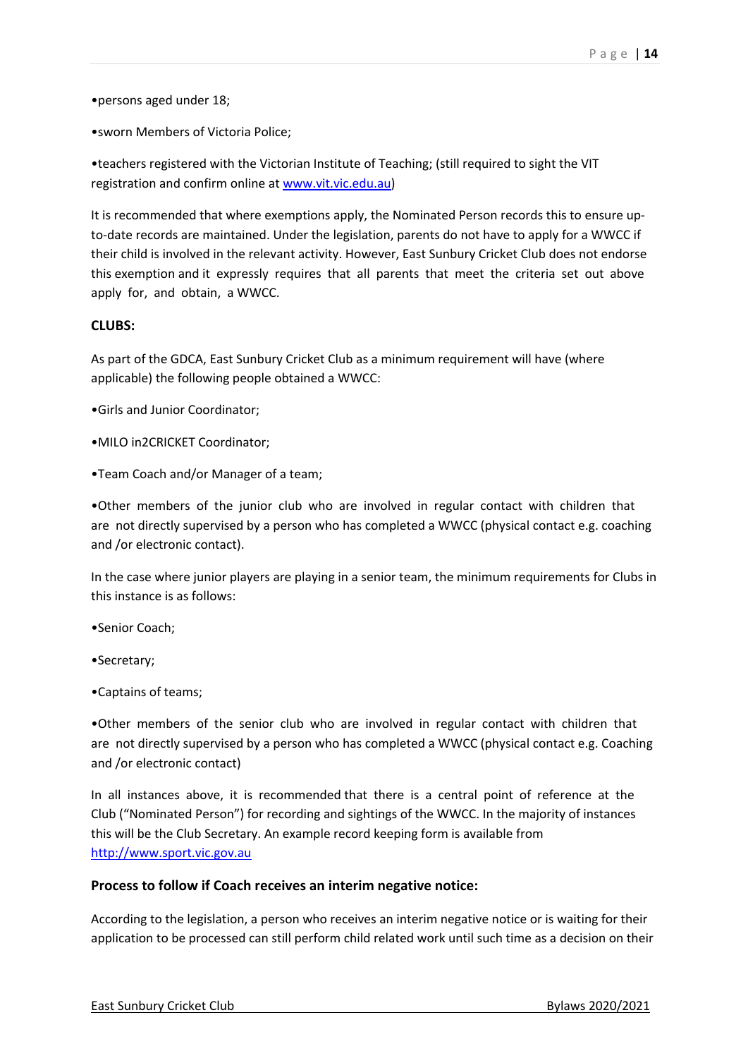•persons aged under 18;

•sworn Members of Victoria Police;

•teachers registered with the Victorian Institute of Teaching; (still required to sight the VIT registration and confirm online at [www.vit.vic.edu.au](http://www.vit.vic.edu.au))

It is recommended that where exemptions apply, the Nominated Person records this to ensure up-to-date records are maintained. Under the legislation, parents do not have to apply for a WWCC if their child is involved in the relevant activity. However, East Sunbury Cricket Club does not endorse this exemption and it expressly requires that all parents that meet the criteria set out above apply for, and obtain, a WWCC.

**CLUBS:**

As part of the GDCA, East Sunbury Cricket Club as a minimum requirement will have (where applicable) the following people obtained a WWCC:

•Girls and Junior Coordinator;

•MILO in2CRICKET Coordinator;

•Team Coach and/or Manager of a team;

•Other members of the junior club who are involved in regular contact with children that are not directly supervised by a person who has completed a WWCC (physical contact e.g. coaching and /or electronic contact).

In the case where junior players are playing in a senior team, the minimum requirements for Clubs in this instance is as follows:

•Senior Coach;

•Secretary;

•Captains of teams;

•Other members of the senior club who are involved in regular contact with children that are not directly supervised by a person who has completed a WWCC (physical contact e.g. Coaching and /or electronic contact)

In all instances above, it is recommended that there is a central point of reference at the Club ("Nominated Person") for recording and sightings of the WWCC. In the majority of instances this will be the Club Secretary. An example record keeping form is available from [http://www.sport.vic.gov.au](http://www.sport.vic.gov.au)

**Process to follow if Coach receives an interim negative notice:**

According to the legislation, a person who receives an interim negative notice or is waiting for their application to be processed can still perform child related work until such time as a decision on their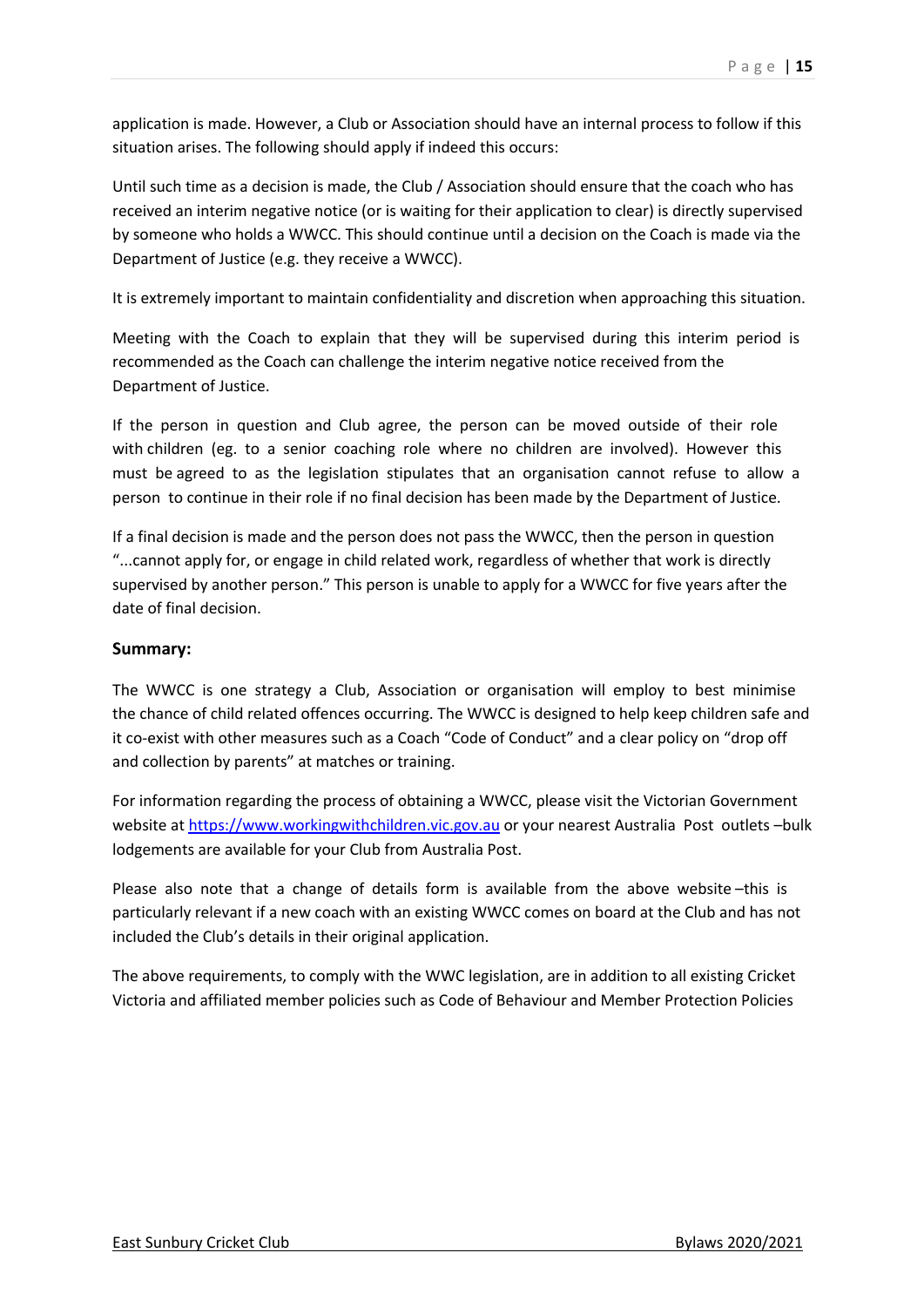application is made. However, a Club or Association should have an internal process to follow if this situation arises. The following should apply if indeed this occurs:

Until such time as a decision is made, the Club / Association should ensure that the coach who has received an interim negative notice (or is waiting for their application to clear) is directly supervised by someone who holds a WWCC. This should continue until a decision on the Coach is made via the Department of Justice (e.g. they receive a WWCC).

It is extremely important to maintain confidentiality and discretion when approaching this situation.

Meeting with the Coach to explain that they will be supervised during this interim period is recommended as the Coach can challenge the interim negative notice received from the Department of Justice.

If the person in question and Club agree, the person can be moved outside of their role with children (eg. to a senior coaching role where no children are involved). However this must be agreed to as the legislation stipulates that an organisation cannot refuse to allow a person to continue in their role if no final decision has been made by the Department of Justice.

If a final decision is made and the person does not pass the WWCC, then the person in question "...cannot apply for, or engage in child related work, regardless of whether that work is directly supervised by another person." This person is unable to apply for a WWCC for five years after the date of final decision.

**Summary:**

The WWCC is one strategy a Club, Association or organisation will employ to best minimise the chance of child related offences occurring. The WWCC is designed to help keep children safe and it co-exist with other measures such as a Coach "Code of Conduct" and a clear policy on "drop off and collection by parents" at matches or training.

For information regarding the process of obtaining a WWCC, please visit the Victorian Government website at https://www.workingwithchildren.vic.gov.au or your nearest Australia Post outlets –bulk lodgements are available for your Club from Australia Post.

Please also note that a change of details form is available from the above website –this is particularly relevant if a new coach with an existing WWCC comes on board at the Club and has not included the Club's details in their original application.

The above requirements, to comply with the WWC legislation, are in addition to all existing Cricket Victoria and affiliated member policies such as Code of Behaviour and Member Protection Policies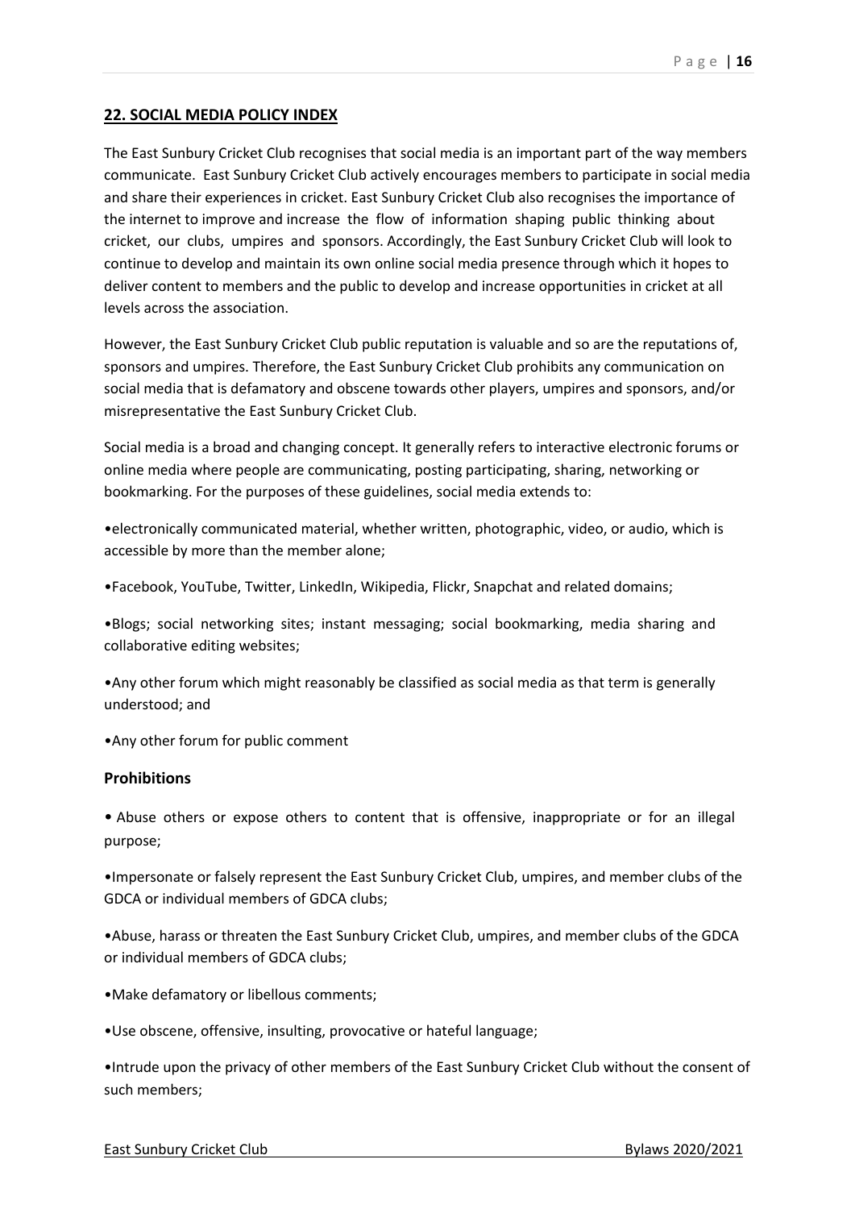## 22. SOCIAL MEDIA POLICY INDEX

The East Sunbury Cricket Club recognises that social media is an important part of the way members communicate. East Sunbury Cricket Club actively encourages members to participate in social media and share their experiences in cricket. East Sunbury Cricket Club also recognises the importance of the internet to improve and increase the flow of information shaping public thinking about cricket, our clubs, umpires and sponsors. Accordingly, the East Sunbury Cricket Club will look to continue to develop and maintain its own online social media presence through which it hopes to deliver content to members and the public to develop and increase opportunities in cricket at all levels across the association.

However, the East Sunbury Cricket Club public reputation is valuable and so are the reputations of, sponsors and umpires. Therefore, the East Sunbury Cricket Club prohibits any communication on social media that is defamatory and obscene towards other players, umpires and sponsors, and/or misrepresentative the East Sunbury Cricket Club.

Social media is a broad and changing concept. It generally refers to interactive electronic forums or online media where people are communicating, posting participating, sharing, networking or bookmarking. For the purposes of these guidelines, social media extends to:

- electronically communicated material, whether written, photographic, video, or audio, which is accessible by more than the member alone;
- Facebook, YouTube, Twitter, LinkedIn, Wikipedia, Flickr, Snapchat and related domains;
- Blogs; social networking sites; instant messaging; social bookmarking, media sharing and collaborative editing websites;
- Any other forum which might reasonably be classified as social media as that term is generally understood; and
- Any other forum for public comment

### Prohibitions

- Abuse others or expose others to content that is offensive, inappropriate or for an illegal purpose;
- Impersonate or falsely represent the East Sunbury Cricket Club, umpires, and member clubs of the GDCA or individual members of GDCA clubs;
- Abuse, harass or threaten the East Sunbury Cricket Club, umpires, and member clubs of the GDCA or individual members of GDCA clubs;
- Make defamatory or libellous comments;
- Use obscene, offensive, insulting, provocative or hateful language;
- Intrude upon the privacy of other members of the East Sunbury Cricket Club without the consent of such members;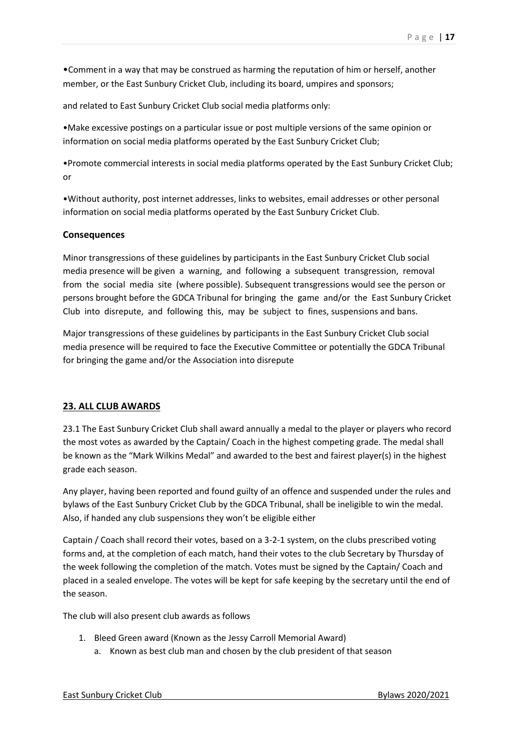•Comment in a way that may be construed as harming the reputation of him or herself, another member, or the East Sunbury Cricket Club, including its board, umpires and sponsors;

and related to East Sunbury Cricket Club social media platforms only:

•Make excessive postings on a particular issue or post multiple versions of the same opinion or information on social media platforms operated by the East Sunbury Cricket Club;

•Promote commercial interests in social media platforms operated by the East Sunbury Cricket Club; or

•Without authority, post internet addresses, links to websites, email addresses or other personal information on social media platforms operated by the East Sunbury Cricket Club.

### Consequences

Minor transgressions of these guidelines by participants in the East Sunbury Cricket Club social media presence will be given a warning, and following a subsequent transgression, removal from the social media site (where possible). Subsequent transgressions would see the person or persons brought before the GDCA Tribunal for bringing the game and/or the East Sunbury Cricket Club into disrepute, and following this, may be subject to fines, suspensions and bans.

Major transgressions of these guidelines by participants in the East Sunbury Cricket Club social media presence will be required to face the Executive Committee or potentially the GDCA Tribunal for bringing the game and/or the Association into disrepute

## 23. ALL CLUB AWARDS

23.1 The East Sunbury Cricket Club shall award annually a medal to the player or players who record the most votes as awarded by the Captain/ Coach in the highest competing grade. The medal shall be known as the "Mark Wilkins Medal" and awarded to the best and fairest player(s) in the highest grade each season.

Any player, having been reported and found guilty of an offence and suspended under the rules and bylaws of the East Sunbury Cricket Club by the GDCA Tribunal, shall be ineligible to win the medal. Also, if handed any club suspensions they won't be eligible either

Captain / Coach shall record their votes, based on a 3-2-1 system, on the clubs prescribed voting forms and, at the completion of each match, hand their votes to the club Secretary by Thursday of the week following the completion of the match. Votes must be signed by the Captain/ Coach and placed in a sealed envelope. The votes will be kept for safe keeping by the secretary until the end of the season.

The club will also present club awards as follows

1. Bleed Green award (Known as the Jessy Carroll Memorial Award)
   a. Known as best club man and chosen by the club president of that season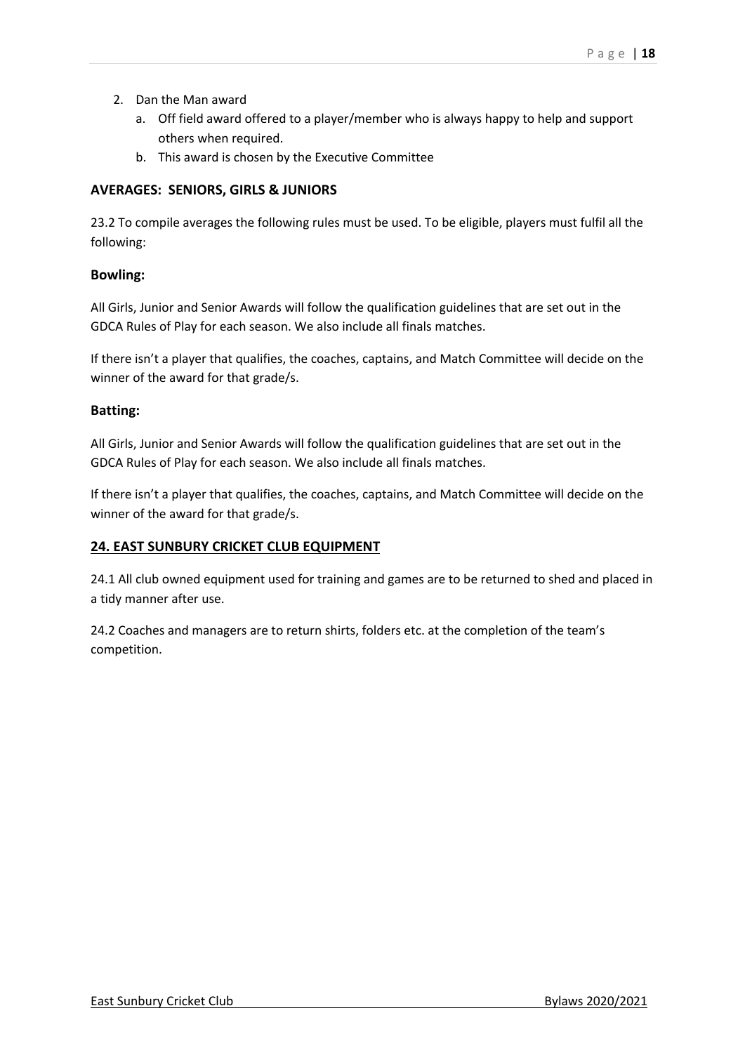2. Dan the Man award
    a. Off field award offered to a player/member who is always happy to help and support others when required.
    b. This award is chosen by the Executive Committee

**AVERAGES: SENIORS, GIRLS & JUNIORS**

23.2 To compile averages the following rules must be used. To be eligible, players must fulfil all the following:

### Bowling:

All Girls, Junior and Senior Awards will follow the qualification guidelines that are set out in the GDCA Rules of Play for each season. We also include all finals matches.

If there isn't a player that qualifies, the coaches, captains, and Match Committee will decide on the winner of the award for that grade/s.

### Batting:

All Girls, Junior and Senior Awards will follow the qualification guidelines that are set out in the GDCA Rules of Play for each season. We also include all finals matches.

If there isn't a player that qualifies, the coaches, captains, and Match Committee will decide on the winner of the award for that grade/s.

## 24. EAST SUNBURY CRICKET CLUB EQUIPMENT

24.1 All club owned equipment used for training and games are to be returned to shed and placed in a tidy manner after use.

24.2 Coaches and managers are to return shirts, folders etc. at the completion of the team's competition.